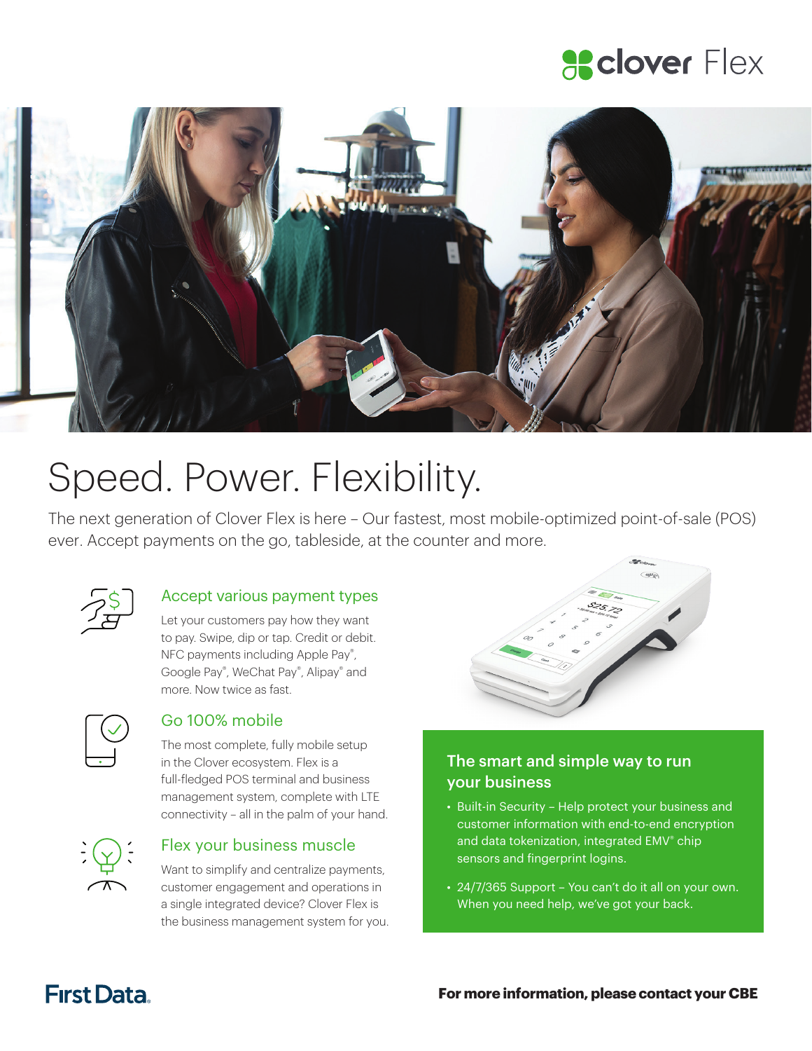# clover Flex

# Speed. Power. Flexibility.

The next generation of Clover Flex is here – Our fastest, most mobile-optimized point-of-sale (POS) ever. Accept payments on the go, tableside, at the counter and more.

## Accept various payment types

Let your customers pay how they want to pay. Swipe, dip or tap. Credit or debit. NFC payments including Apple Pay®, Google Pay®, WeChat Pay®, Alipay® and more. Now twice as fast.

## Go 100% mobile

The most complete, fully mobile setup in the Clover ecosystem. Flex is a full-fledged POS terminal and business management system, complete with LTE connectivity – all in the palm of your hand.

## Flex your business muscle

Want to simplify and centralize payments, customer engagement and operations in a single integrated device? Clover Flex is the business management system for you.

## The smart and simple way to run your business

- Built-in Security – Help protect your business and customer information with end-to-end encryption and data tokenization, integrated EMV® chip sensors and fingerprint logins.
- 24/7/365 Support – You can't do it all on your own. When you need help, we've got your back.

First Data.

**For more information, please contact your CBE**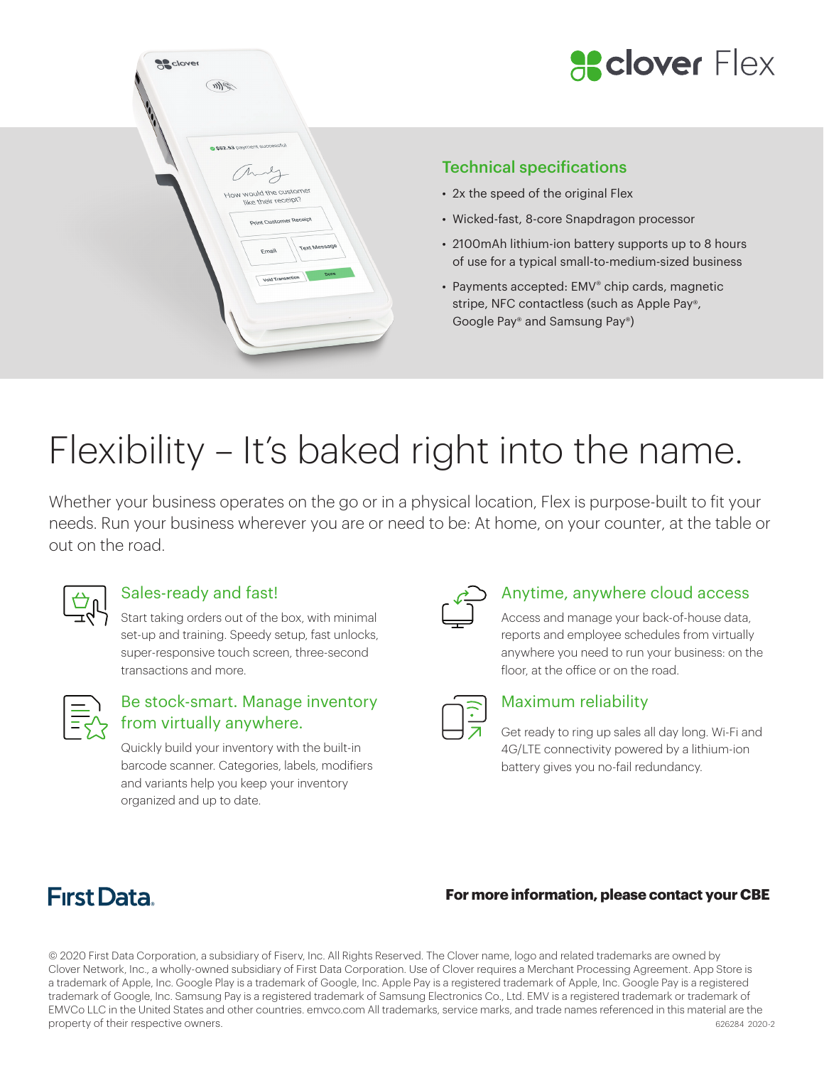# clover Flex

## Technical specifications

- 2x the speed of the original Flex
- Wicked-fast, 8-core Snapdragon processor
- 2100mAh lithium-ion battery supports up to 8 hours of use for a typical small-to-medium-sized business
- Payments accepted: EMV® chip cards, magnetic stripe, NFC contactless (such as Apple Pay®, Google Pay® and Samsung Pay®)

# Flexibility – It's baked right into the name.

Whether your business operates on the go or in a physical location, Flex is purpose-built to fit your needs. Run your business wherever you are or need to be: At home, on your counter, at the table or out on the road.

### Sales-ready and fast!

Start taking orders out of the box, with minimal set-up and training. Speedy setup, fast unlocks, super-responsive touch screen, three-second transactions and more.

### Be stock-smart. Manage inventory from virtually anywhere.

Quickly build your inventory with the built-in barcode scanner. Categories, labels, modifiers and variants help you keep your inventory organized and up to date.

### Anytime, anywhere cloud access

Access and manage your back-of-house data, reports and employee schedules from virtually anywhere you need to run your business: on the floor, at the office or on the road.

### Maximum reliability

Get ready to ring up sales all day long. Wi-Fi and 4G/LTE connectivity powered by a lithium-ion battery gives you no-fail redundancy.

First Data.

**For more information, please contact your CBE**

© 2020 First Data Corporation, a subsidiary of Fiserv, Inc. All Rights Reserved. The Clover name, logo and related trademarks are owned by Clover Network, Inc., a wholly-owned subsidiary of First Data Corporation. Use of Clover requires a Merchant Processing Agreement. App Store is a trademark of Apple, Inc. Google Play is a trademark of Google, Inc. Apple Pay is a registered trademark of Apple, Inc. Google Pay is a registered trademark of Google, Inc. Samsung Pay is a registered trademark of Samsung Electronics Co., Ltd. EMV is a registered trademark or trademark of EMVCo LLC in the United States and other countries. emvco.com All trademarks, service marks, and trade names referenced in this material are the property of their respective owners. 626284 2020-2